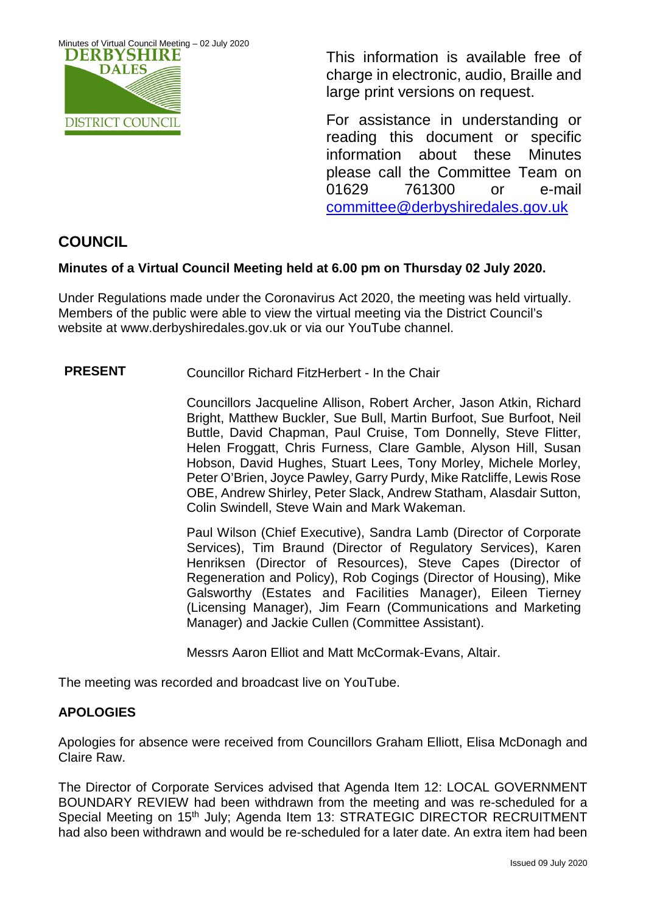This information is available free of charge in electronic, audio, Braille and large print versions on request.

For assistance in understanding or reading this document or specific information about these Minutes please call the Committee Team on 01629 761300 or e-mail committee@derbyshiredales.gov.uk

## COUNCIL

**Minutes of a Virtual Council Meeting held at 6.00 pm on Thursday 02 July 2020.**

Under Regulations made under the Coronavirus Act 2020, the meeting was held virtually. Members of the public were able to view the virtual meeting via the District Council's website at www.derbyshiredales.gov.uk or via our YouTube channel.

**PRESENT** Councillor Richard FitzHerbert - In the Chair

Councillors Jacqueline Allison, Robert Archer, Jason Atkin, Richard Bright, Matthew Buckler, Sue Bull, Martin Burfoot, Sue Burfoot, Neil Buttle, David Chapman, Paul Cruise, Tom Donnelly, Steve Flitter, Helen Froggatt, Chris Furness, Clare Gamble, Alyson Hill, Susan Hobson, David Hughes, Stuart Lees, Tony Morley, Michele Morley, Peter O'Brien, Joyce Pawley, Garry Purdy, Mike Ratcliffe, Lewis Rose OBE, Andrew Shirley, Peter Slack, Andrew Statham, Alasdair Sutton, Colin Swindell, Steve Wain and Mark Wakeman.

Paul Wilson (Chief Executive), Sandra Lamb (Director of Corporate Services), Tim Braund (Director of Regulatory Services), Karen Henriksen (Director of Resources), Steve Capes (Director of Regeneration and Policy), Rob Cogings (Director of Housing), Mike Galsworthy (Estates and Facilities Manager), Eileen Tierney (Licensing Manager), Jim Fearn (Communications and Marketing Manager) and Jackie Cullen (Committee Assistant).

Messrs Aaron Elliot and Matt McCormak-Evans, Altair.

The meeting was recorded and broadcast live on YouTube.

### APOLOGIES

Apologies for absence were received from Councillors Graham Elliott, Elisa McDonagh and Claire Raw.

The Director of Corporate Services advised that Agenda Item 12: LOCAL GOVERNMENT BOUNDARY REVIEW had been withdrawn from the meeting and was re-scheduled for a Special Meeting on 15th July; Agenda Item 13: STRATEGIC DIRECTOR RECRUITMENT had also been withdrawn and would be re-scheduled for a later date. An extra item had been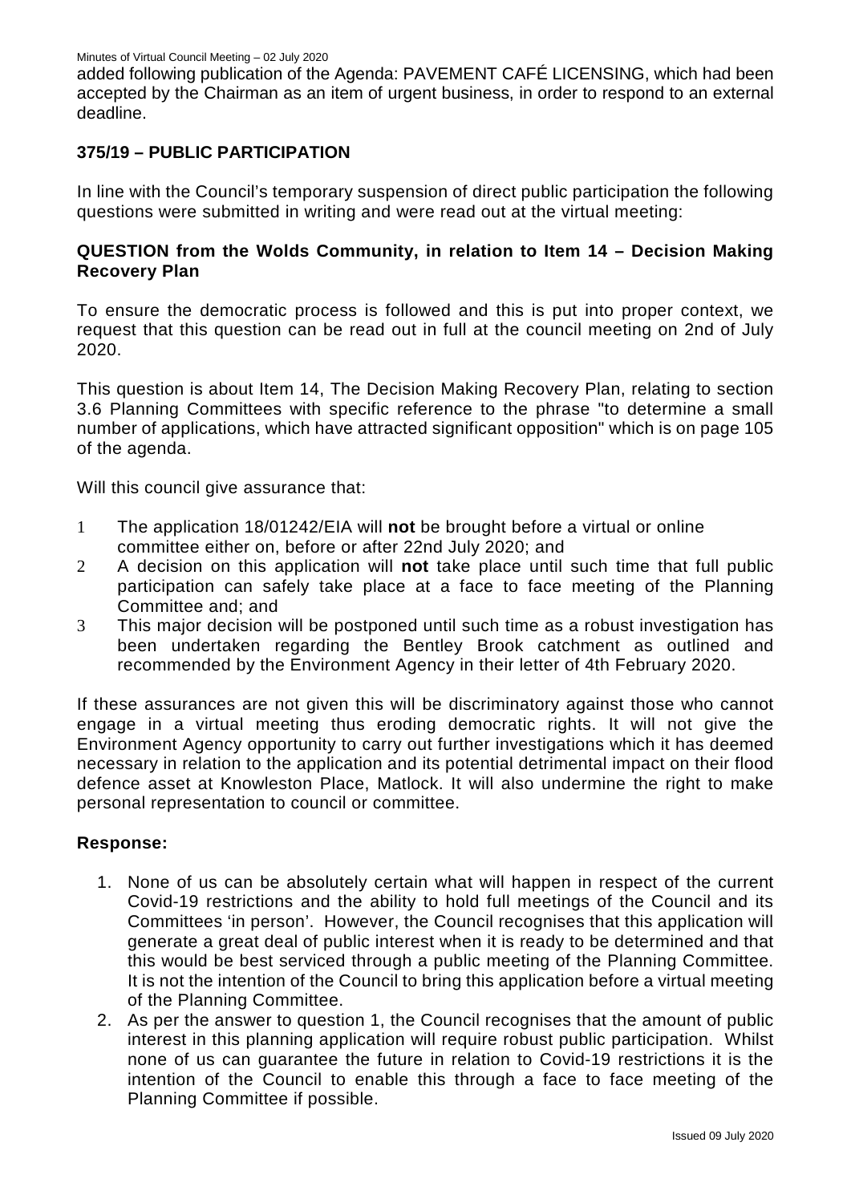added following publication of the Agenda: PAVEMENT CAFÉ LICENSING, which had been accepted by the Chairman as an item of urgent business, in order to respond to an external deadline.

## 375/19 – PUBLIC PARTICIPATION

In line with the Council's temporary suspension of direct public participation the following questions were submitted in writing and were read out at the virtual meeting:

### QUESTION from the Wolds Community, in relation to Item 14 – Decision Making Recovery Plan

To ensure the democratic process is followed and this is put into proper context, we request that this question can be read out in full at the council meeting on 2nd of July 2020.

This question is about Item 14, The Decision Making Recovery Plan, relating to section 3.6 Planning Committees with specific reference to the phrase "to determine a small number of applications, which have attracted significant opposition" which is on page 105 of the agenda.

Will this council give assurance that:

1. The application 18/01242/EIA will **not** be brought before a virtual or online committee either on, before or after 22nd July 2020; and
2. A decision on this application will **not** take place until such time that full public participation can safely take place at a face to face meeting of the Planning Committee and; and
3. This major decision will be postponed until such time as a robust investigation has been undertaken regarding the Bentley Brook catchment as outlined and recommended by the Environment Agency in their letter of 4th February 2020.

If these assurances are not given this will be discriminatory against those who cannot engage in a virtual meeting thus eroding democratic rights. It will not give the Environment Agency opportunity to carry out further investigations which it has deemed necessary in relation to the application and its potential detrimental impact on their flood defence asset at Knowleston Place, Matlock. It will also undermine the right to make personal representation to council or committee.

### Response:

1. None of us can be absolutely certain what will happen in respect of the current Covid-19 restrictions and the ability to hold full meetings of the Council and its Committees 'in person'. However, the Council recognises that this application will generate a great deal of public interest when it is ready to be determined and that this would be best serviced through a public meeting of the Planning Committee. It is not the intention of the Council to bring this application before a virtual meeting of the Planning Committee.
2. As per the answer to question 1, the Council recognises that the amount of public interest in this planning application will require robust public participation. Whilst none of us can guarantee the future in relation to Covid-19 restrictions it is the intention of the Council to enable this through a face to face meeting of the Planning Committee if possible.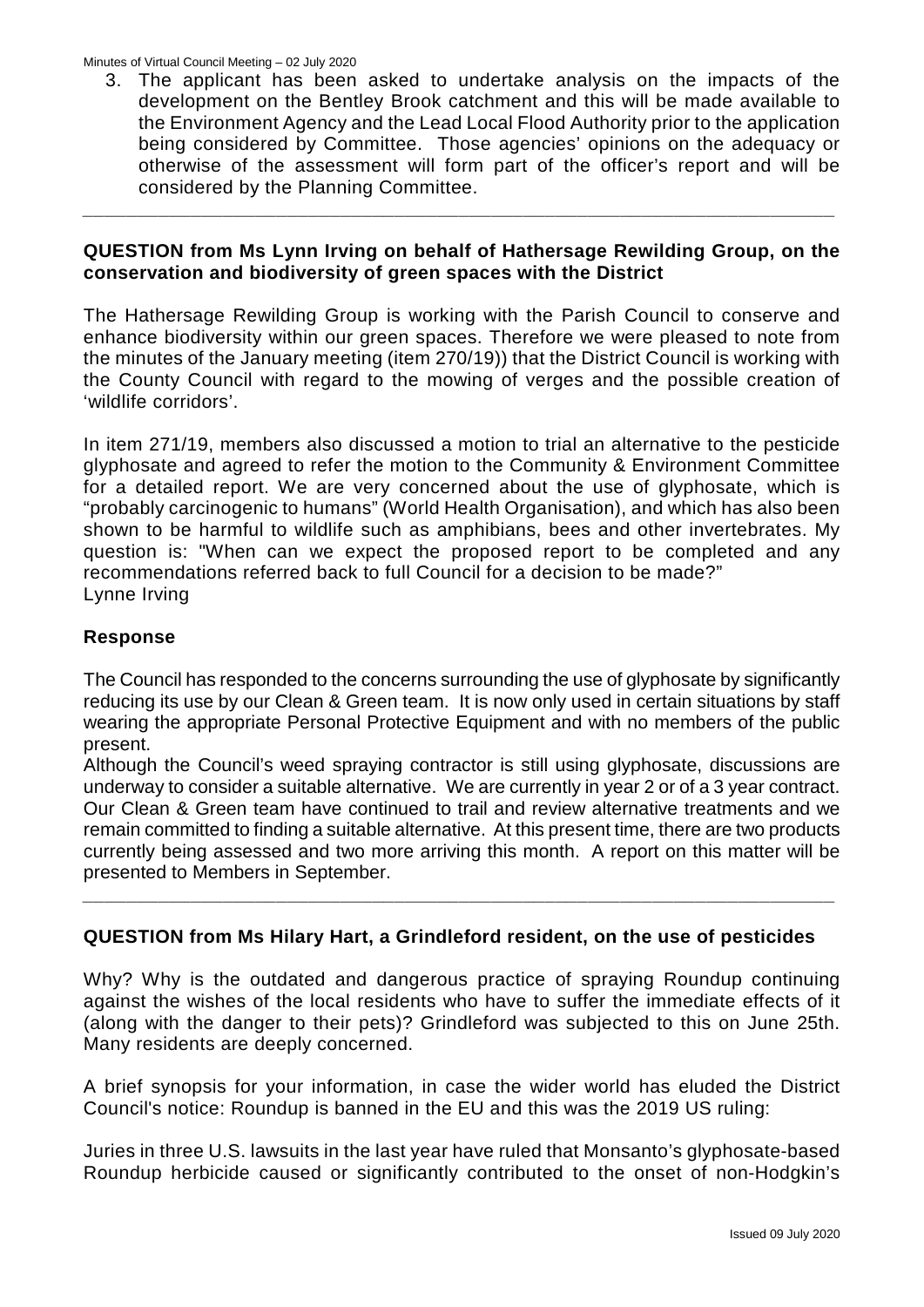3. The applicant has been asked to undertake analysis on the impacts of the development on the Bentley Brook catchment and this will be made available to the Environment Agency and the Lead Local Flood Authority prior to the application being considered by Committee. Those agencies' opinions on the adequacy or otherwise of the assessment will form part of the officer's report and will be considered by the Planning Committee.

---

**QUESTION from Ms Lynn Irving on behalf of Hathersage Rewilding Group, on the conservation and biodiversity of green spaces with the District**

The Hathersage Rewilding Group is working with the Parish Council to conserve and enhance biodiversity within our green spaces. Therefore we were pleased to note from the minutes of the January meeting (item 270/19)) that the District Council is working with the County Council with regard to the mowing of verges and the possible creation of 'wildlife corridors'.

In item 271/19, members also discussed a motion to trial an alternative to the pesticide glyphosate and agreed to refer the motion to the Community & Environment Committee for a detailed report. We are very concerned about the use of glyphosate, which is "probably carcinogenic to humans" (World Health Organisation), and which has also been shown to be harmful to wildlife such as amphibians, bees and other invertebrates. My question is: "When can we expect the proposed report to be completed and any recommendations referred back to full Council for a decision to be made?"
Lynne Irving

**Response**

The Council has responded to the concerns surrounding the use of glyphosate by significantly reducing its use by our Clean & Green team. It is now only used in certain situations by staff wearing the appropriate Personal Protective Equipment and with no members of the public present.
Although the Council's weed spraying contractor is still using glyphosate, discussions are underway to consider a suitable alternative. We are currently in year 2 or of a 3 year contract. Our Clean & Green team have continued to trail and review alternative treatments and we remain committed to finding a suitable alternative. At this present time, there are two products currently being assessed and two more arriving this month. A report on this matter will be presented to Members in September.

---

**QUESTION from Ms Hilary Hart, a Grindleford resident, on the use of pesticides**

Why? Why is the outdated and dangerous practice of spraying Roundup continuing against the wishes of the local residents who have to suffer the immediate effects of it (along with the danger to their pets)? Grindleford was subjected to this on June 25th. Many residents are deeply concerned.

A brief synopsis for your information, in case the wider world has eluded the District Council's notice: Roundup is banned in the EU and this was the 2019 US ruling:

Juries in three U.S. lawsuits in the last year have ruled that Monsanto's glyphosate-based Roundup herbicide caused or significantly contributed to the onset of non-Hodgkin's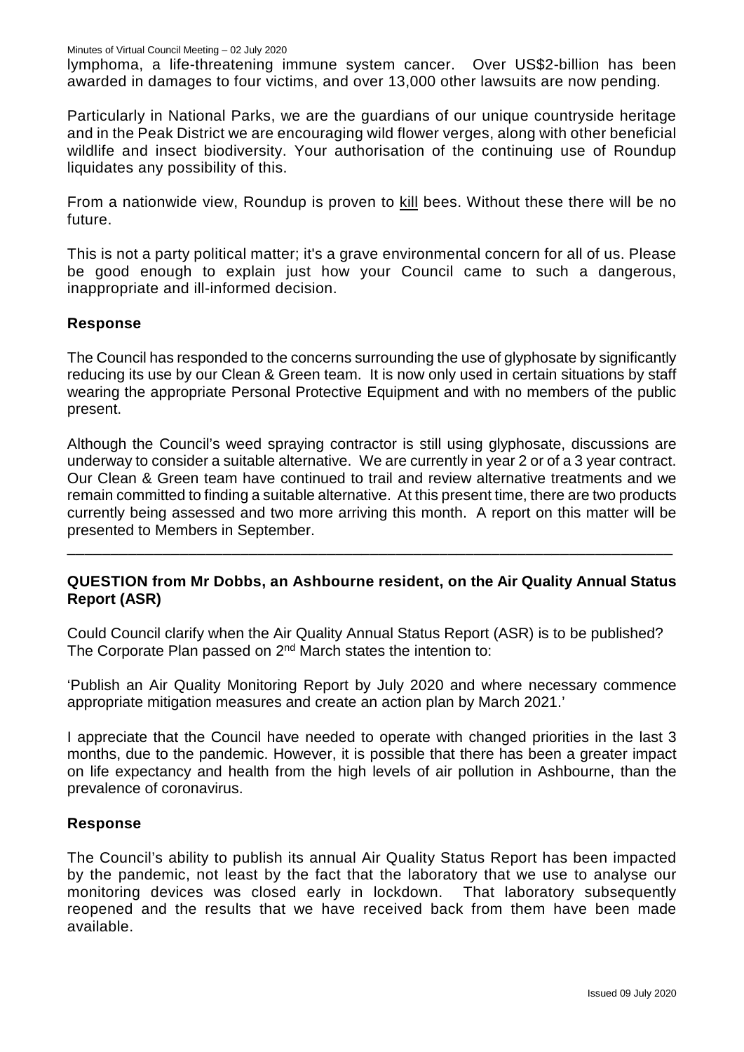lymphoma, a life-threatening immune system cancer. Over US$2-billion has been awarded in damages to four victims, and over 13,000 other lawsuits are now pending.

Particularly in National Parks, we are the guardians of our unique countryside heritage and in the Peak District we are encouraging wild flower verges, along with other beneficial wildlife and insect biodiversity. Your authorisation of the continuing use of Roundup liquidates any possibility of this.

From a nationwide view, Roundup is proven to kill bees. Without these there will be no future.

This is not a party political matter; it's a grave environmental concern for all of us. Please be good enough to explain just how your Council came to such a dangerous, inappropriate and ill-informed decision.

**Response**

The Council has responded to the concerns surrounding the use of glyphosate by significantly reducing its use by our Clean & Green team. It is now only used in certain situations by staff wearing the appropriate Personal Protective Equipment and with no members of the public present.

Although the Council's weed spraying contractor is still using glyphosate, discussions are underway to consider a suitable alternative. We are currently in year 2 or of a 3 year contract. Our Clean & Green team have continued to trail and review alternative treatments and we remain committed to finding a suitable alternative. At this present time, there are two products currently being assessed and two more arriving this month. A report on this matter will be presented to Members in September.

---

**QUESTION from Mr Dobbs, an Ashbourne resident, on the Air Quality Annual Status Report (ASR)**

Could Council clarify when the Air Quality Annual Status Report (ASR) is to be published? The Corporate Plan passed on 2nd March states the intention to:

'Publish an Air Quality Monitoring Report by July 2020 and where necessary commence appropriate mitigation measures and create an action plan by March 2021.'

I appreciate that the Council have needed to operate with changed priorities in the last 3 months, due to the pandemic. However, it is possible that there has been a greater impact on life expectancy and health from the high levels of air pollution in Ashbourne, than the prevalence of coronavirus.

**Response**

The Council's ability to publish its annual Air Quality Status Report has been impacted by the pandemic, not least by the fact that the laboratory that we use to analyse our monitoring devices was closed early in lockdown. That laboratory subsequently reopened and the results that we have received back from them have been made available.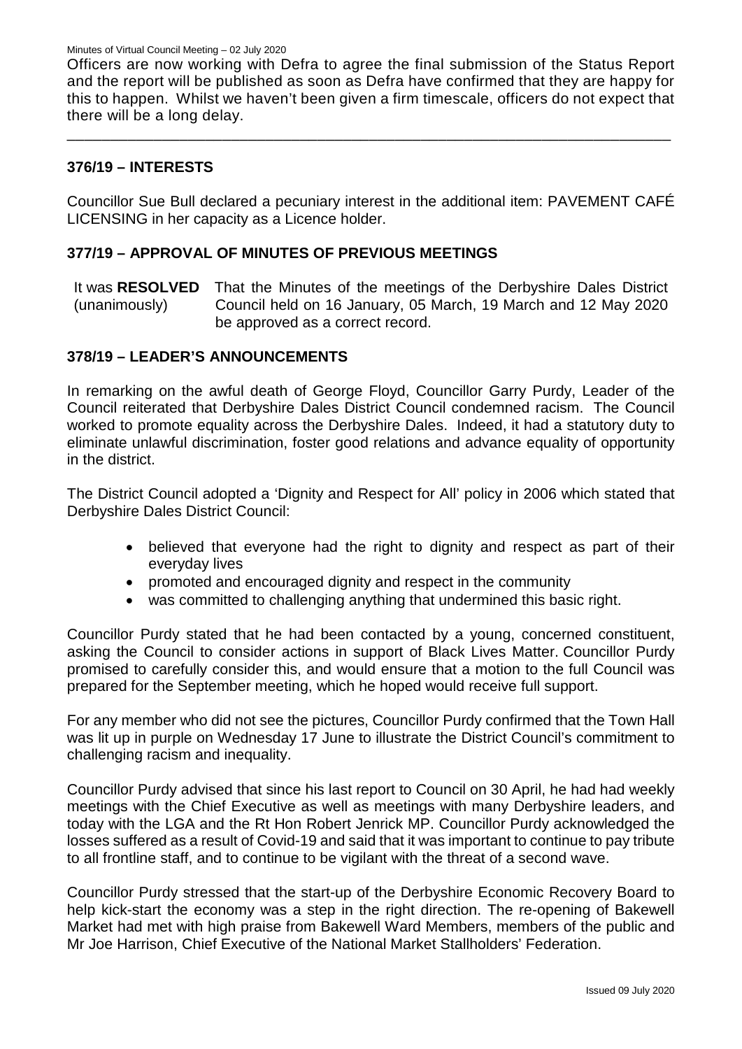Officers are now working with Defra to agree the final submission of the Status Report and the report will be published as soon as Defra have confirmed that they are happy for this to happen. Whilst we haven't been given a firm timescale, officers do not expect that there will be a long delay.

---

## 376/19 – INTERESTS

Councillor Sue Bull declared a pecuniary interest in the additional item: PAVEMENT CAFÉ LICENSING in her capacity as a Licence holder.

## 377/19 – APPROVAL OF MINUTES OF PREVIOUS MEETINGS

It was **RESOLVED** (unanimously) That the Minutes of the meetings of the Derbyshire Dales District Council held on 16 January, 05 March, 19 March and 12 May 2020 be approved as a correct record.

## 378/19 – LEADER'S ANNOUNCEMENTS

In remarking on the awful death of George Floyd, Councillor Garry Purdy, Leader of the Council reiterated that Derbyshire Dales District Council condemned racism. The Council worked to promote equality across the Derbyshire Dales. Indeed, it had a statutory duty to eliminate unlawful discrimination, foster good relations and advance equality of opportunity in the district.

The District Council adopted a 'Dignity and Respect for All' policy in 2006 which stated that Derbyshire Dales District Council:

- believed that everyone had the right to dignity and respect as part of their everyday lives
- promoted and encouraged dignity and respect in the community
- was committed to challenging anything that undermined this basic right.

Councillor Purdy stated that he had been contacted by a young, concerned constituent, asking the Council to consider actions in support of Black Lives Matter. Councillor Purdy promised to carefully consider this, and would ensure that a motion to the full Council was prepared for the September meeting, which he hoped would receive full support.

For any member who did not see the pictures, Councillor Purdy confirmed that the Town Hall was lit up in purple on Wednesday 17 June to illustrate the District Council's commitment to challenging racism and inequality.

Councillor Purdy advised that since his last report to Council on 30 April, he had had weekly meetings with the Chief Executive as well as meetings with many Derbyshire leaders, and today with the LGA and the Rt Hon Robert Jenrick MP. Councillor Purdy acknowledged the losses suffered as a result of Covid-19 and said that it was important to continue to pay tribute to all frontline staff, and to continue to be vigilant with the threat of a second wave.

Councillor Purdy stressed that the start-up of the Derbyshire Economic Recovery Board to help kick-start the economy was a step in the right direction. The re-opening of Bakewell Market had met with high praise from Bakewell Ward Members, members of the public and Mr Joe Harrison, Chief Executive of the National Market Stallholders' Federation.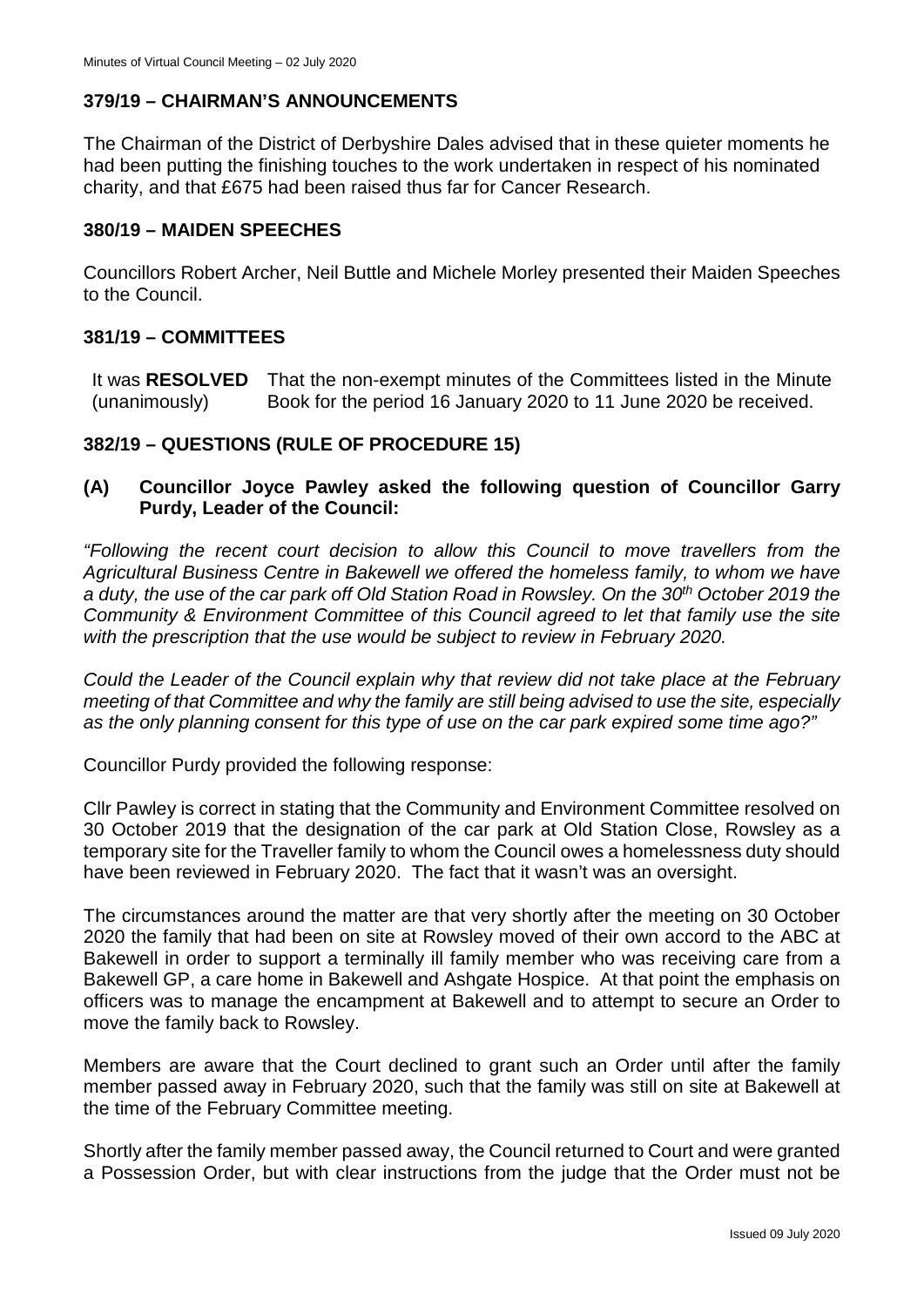## 379/19 – CHAIRMAN'S ANNOUNCEMENTS

The Chairman of the District of Derbyshire Dales advised that in these quieter moments he had been putting the finishing touches to the work undertaken in respect of his nominated charity, and that £675 had been raised thus far for Cancer Research.

## 380/19 – MAIDEN SPEECHES

Councillors Robert Archer, Neil Buttle and Michele Morley presented their Maiden Speeches to the Council.

## 381/19 – COMMITTEES

| | |
|---|---|
| It was **RESOLVED** (unanimously) | That the non-exempt minutes of the Committees listed in the Minute Book for the period 16 January 2020 to 11 June 2020 be received. |

## 382/19 – QUESTIONS (RULE OF PROCEDURE 15)

### (A) Councillor Joyce Pawley asked the following question of Councillor Garry Purdy, Leader of the Council:

*"Following the recent court decision to allow this Council to move travellers from the Agricultural Business Centre in Bakewell we offered the homeless family, to whom we have a duty, the use of the car park off Old Station Road in Rowsley. On the 30th October 2019 the Community & Environment Committee of this Council agreed to let that family use the site with the prescription that the use would be subject to review in February 2020.*

*Could the Leader of the Council explain why that review did not take place at the February meeting of that Committee and why the family are still being advised to use the site, especially as the only planning consent for this type of use on the car park expired some time ago?"*

Councillor Purdy provided the following response:

Cllr Pawley is correct in stating that the Community and Environment Committee resolved on 30 October 2019 that the designation of the car park at Old Station Close, Rowsley as a temporary site for the Traveller family to whom the Council owes a homelessness duty should have been reviewed in February 2020. The fact that it wasn't was an oversight.

The circumstances around the matter are that very shortly after the meeting on 30 October 2020 the family that had been on site at Rowsley moved of their own accord to the ABC at Bakewell in order to support a terminally ill family member who was receiving care from a Bakewell GP, a care home in Bakewell and Ashgate Hospice. At that point the emphasis on officers was to manage the encampment at Bakewell and to attempt to secure an Order to move the family back to Rowsley.

Members are aware that the Court declined to grant such an Order until after the family member passed away in February 2020, such that the family was still on site at Bakewell at the time of the February Committee meeting.

Shortly after the family member passed away, the Council returned to Court and were granted a Possession Order, but with clear instructions from the judge that the Order must not be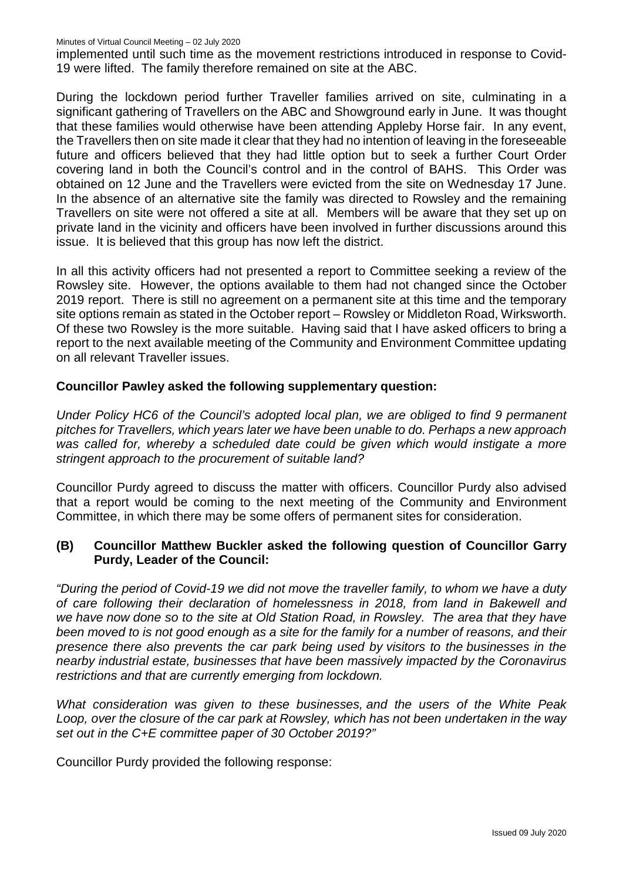implemented until such time as the movement restrictions introduced in response to Covid-19 were lifted. The family therefore remained on site at the ABC.

During the lockdown period further Traveller families arrived on site, culminating in a significant gathering of Travellers on the ABC and Showground early in June. It was thought that these families would otherwise have been attending Appleby Horse fair. In any event, the Travellers then on site made it clear that they had no intention of leaving in the foreseeable future and officers believed that they had little option but to seek a further Court Order covering land in both the Council's control and in the control of BAHS. This Order was obtained on 12 June and the Travellers were evicted from the site on Wednesday 17 June. In the absence of an alternative site the family was directed to Rowsley and the remaining Travellers on site were not offered a site at all. Members will be aware that they set up on private land in the vicinity and officers have been involved in further discussions around this issue. It is believed that this group has now left the district.

In all this activity officers had not presented a report to Committee seeking a review of the Rowsley site. However, the options available to them had not changed since the October 2019 report. There is still no agreement on a permanent site at this time and the temporary site options remain as stated in the October report – Rowsley or Middleton Road, Wirksworth. Of these two Rowsley is the more suitable. Having said that I have asked officers to bring a report to the next available meeting of the Community and Environment Committee updating on all relevant Traveller issues.

**Councillor Pawley asked the following supplementary question:**

*Under Policy HC6 of the Council's adopted local plan, we are obliged to find 9 permanent pitches for Travellers, which years later we have been unable to do. Perhaps a new approach was called for, whereby a scheduled date could be given which would instigate a more stringent approach to the procurement of suitable land?*

Councillor Purdy agreed to discuss the matter with officers. Councillor Purdy also advised that a report would be coming to the next meeting of the Community and Environment Committee, in which there may be some offers of permanent sites for consideration.

**(B) Councillor Matthew Buckler asked the following question of Councillor Garry Purdy, Leader of the Council:**

*"During the period of Covid-19 we did not move the traveller family, to whom we have a duty of care following their declaration of homelessness in 2018, from land in Bakewell and we have now done so to the site at Old Station Road, in Rowsley. The area that they have been moved to is not good enough as a site for the family for a number of reasons, and their presence there also prevents the car park being used by visitors to the businesses in the nearby industrial estate, businesses that have been massively impacted by the Coronavirus restrictions and that are currently emerging from lockdown.*

*What consideration was given to these businesses, and the users of the White Peak Loop, over the closure of the car park at Rowsley, which has not been undertaken in the way set out in the C+E committee paper of 30 October 2019?"*

Councillor Purdy provided the following response: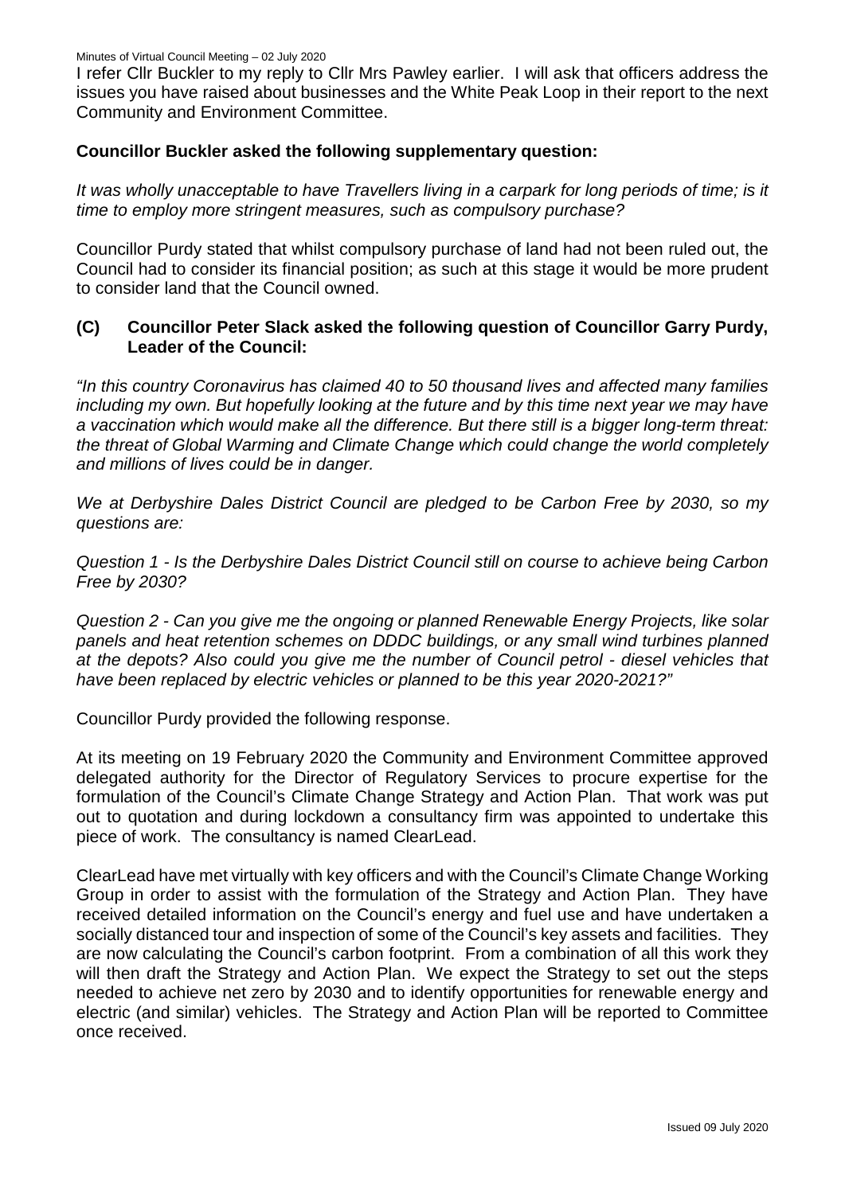I refer Cllr Buckler to my reply to Cllr Mrs Pawley earlier. I will ask that officers address the issues you have raised about businesses and the White Peak Loop in their report to the next Community and Environment Committee.

**Councillor Buckler asked the following supplementary question:**

*It was wholly unacceptable to have Travellers living in a carpark for long periods of time; is it time to employ more stringent measures, such as compulsory purchase?*

Councillor Purdy stated that whilst compulsory purchase of land had not been ruled out, the Council had to consider its financial position; as such at this stage it would be more prudent to consider land that the Council owned.

### (C) Councillor Peter Slack asked the following question of Councillor Garry Purdy, Leader of the Council:

*"In this country Coronavirus has claimed 40 to 50 thousand lives and affected many families including my own. But hopefully looking at the future and by this time next year we may have a vaccination which would make all the difference. But there still is a bigger long-term threat: the threat of Global Warming and Climate Change which could change the world completely and millions of lives could be in danger.*

*We at Derbyshire Dales District Council are pledged to be Carbon Free by 2030, so my questions are:*

*Question 1 - Is the Derbyshire Dales District Council still on course to achieve being Carbon Free by 2030?*

*Question 2 - Can you give me the ongoing or planned Renewable Energy Projects, like solar panels and heat retention schemes on DDDC buildings, or any small wind turbines planned at the depots? Also could you give me the number of Council petrol - diesel vehicles that have been replaced by electric vehicles or planned to be this year 2020-2021?"*

Councillor Purdy provided the following response.

At its meeting on 19 February 2020 the Community and Environment Committee approved delegated authority for the Director of Regulatory Services to procure expertise for the formulation of the Council's Climate Change Strategy and Action Plan. That work was put out to quotation and during lockdown a consultancy firm was appointed to undertake this piece of work. The consultancy is named ClearLead.

ClearLead have met virtually with key officers and with the Council's Climate Change Working Group in order to assist with the formulation of the Strategy and Action Plan. They have received detailed information on the Council's energy and fuel use and have undertaken a socially distanced tour and inspection of some of the Council's key assets and facilities. They are now calculating the Council's carbon footprint. From a combination of all this work they will then draft the Strategy and Action Plan. We expect the Strategy to set out the steps needed to achieve net zero by 2030 and to identify opportunities for renewable energy and electric (and similar) vehicles. The Strategy and Action Plan will be reported to Committee once received.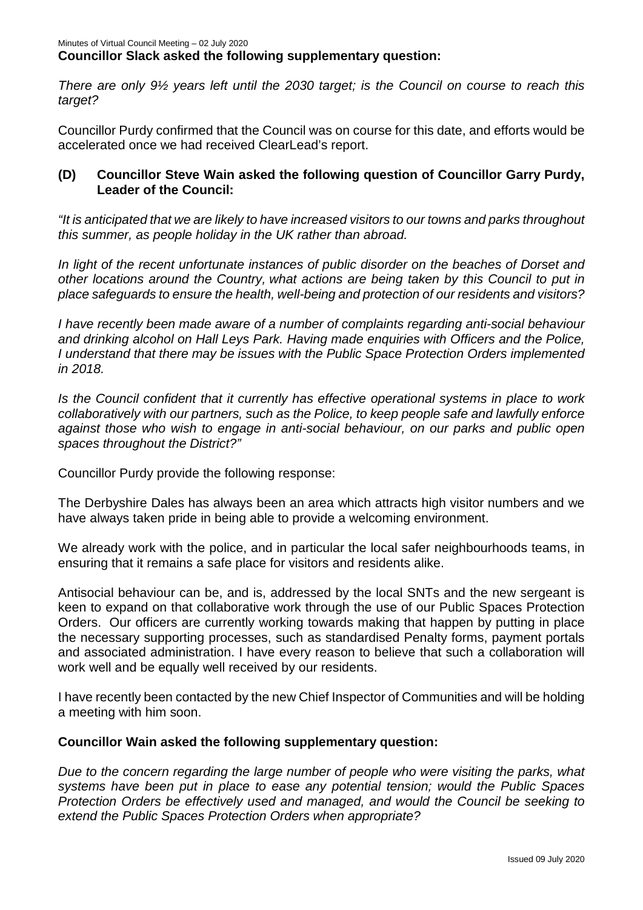**Councillor Slack asked the following supplementary question:**

*There are only 9½ years left until the 2030 target; is the Council on course to reach this target?*

Councillor Purdy confirmed that the Council was on course for this date, and efforts would be accelerated once we had received ClearLead's report.

**(D) Councillor Steve Wain asked the following question of Councillor Garry Purdy, Leader of the Council:**

*"It is anticipated that we are likely to have increased visitors to our towns and parks throughout this summer, as people holiday in the UK rather than abroad.*

*In light of the recent unfortunate instances of public disorder on the beaches of Dorset and other locations around the Country, what actions are being taken by this Council to put in place safeguards to ensure the health, well-being and protection of our residents and visitors?*

*I have recently been made aware of a number of complaints regarding anti-social behaviour and drinking alcohol on Hall Leys Park. Having made enquiries with Officers and the Police, I understand that there may be issues with the Public Space Protection Orders implemented in 2018.*

*Is the Council confident that it currently has effective operational systems in place to work collaboratively with our partners, such as the Police, to keep people safe and lawfully enforce against those who wish to engage in anti-social behaviour, on our parks and public open spaces throughout the District?"*

Councillor Purdy provide the following response:

The Derbyshire Dales has always been an area which attracts high visitor numbers and we have always taken pride in being able to provide a welcoming environment.

We already work with the police, and in particular the local safer neighbourhoods teams, in ensuring that it remains a safe place for visitors and residents alike.

Antisocial behaviour can be, and is, addressed by the local SNTs and the new sergeant is keen to expand on that collaborative work through the use of our Public Spaces Protection Orders. Our officers are currently working towards making that happen by putting in place the necessary supporting processes, such as standardised Penalty forms, payment portals and associated administration. I have every reason to believe that such a collaboration will work well and be equally well received by our residents.

I have recently been contacted by the new Chief Inspector of Communities and will be holding a meeting with him soon.

**Councillor Wain asked the following supplementary question:**

*Due to the concern regarding the large number of people who were visiting the parks, what systems have been put in place to ease any potential tension; would the Public Spaces Protection Orders be effectively used and managed, and would the Council be seeking to extend the Public Spaces Protection Orders when appropriate?*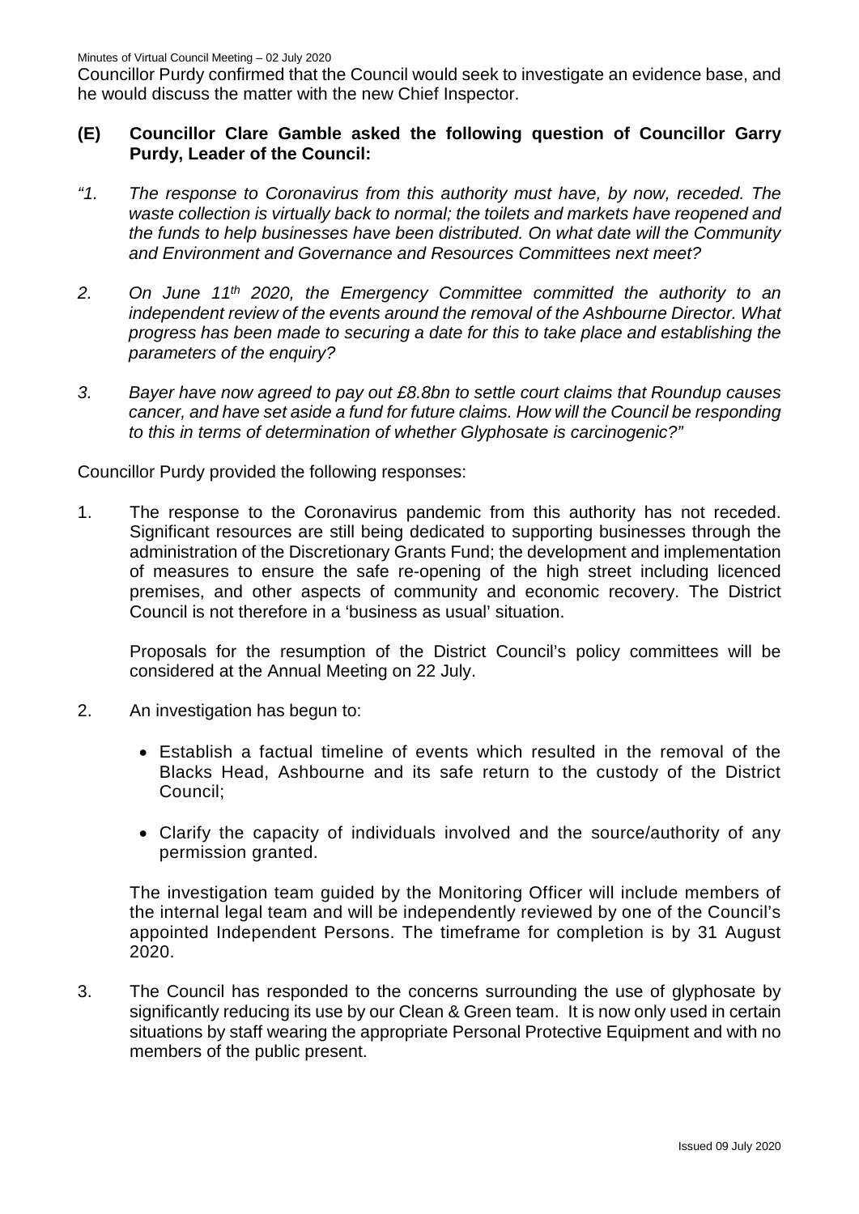Councillor Purdy confirmed that the Council would seek to investigate an evidence base, and he would discuss the matter with the new Chief Inspector.

**(E) Councillor Clare Gamble asked the following question of Councillor Garry Purdy, Leader of the Council:**

*"1. The response to Coronavirus from this authority must have, by now, receded. The waste collection is virtually back to normal; the toilets and markets have reopened and the funds to help businesses have been distributed. On what date will the Community and Environment and Governance and Resources Committees next meet?*

*2. On June 11th 2020, the Emergency Committee committed the authority to an independent review of the events around the removal of the Ashbourne Director. What progress has been made to securing a date for this to take place and establishing the parameters of the enquiry?*

*3. Bayer have now agreed to pay out £8.8bn to settle court claims that Roundup causes cancer, and have set aside a fund for future claims. How will the Council be responding to this in terms of determination of whether Glyphosate is carcinogenic?"*

Councillor Purdy provided the following responses:

1. The response to the Coronavirus pandemic from this authority has not receded. Significant resources are still being dedicated to supporting businesses through the administration of the Discretionary Grants Fund; the development and implementation of measures to ensure the safe re-opening of the high street including licenced premises, and other aspects of community and economic recovery. The District Council is not therefore in a 'business as usual' situation.

   Proposals for the resumption of the District Council's policy committees will be considered at the Annual Meeting on 22 July.

2. An investigation has begun to:

   - Establish a factual timeline of events which resulted in the removal of the Blacks Head, Ashbourne and its safe return to the custody of the District Council;
   - Clarify the capacity of individuals involved and the source/authority of any permission granted.

   The investigation team guided by the Monitoring Officer will include members of the internal legal team and will be independently reviewed by one of the Council's appointed Independent Persons. The timeframe for completion is by 31 August 2020.

3. The Council has responded to the concerns surrounding the use of glyphosate by significantly reducing its use by our Clean & Green team. It is now only used in certain situations by staff wearing the appropriate Personal Protective Equipment and with no members of the public present.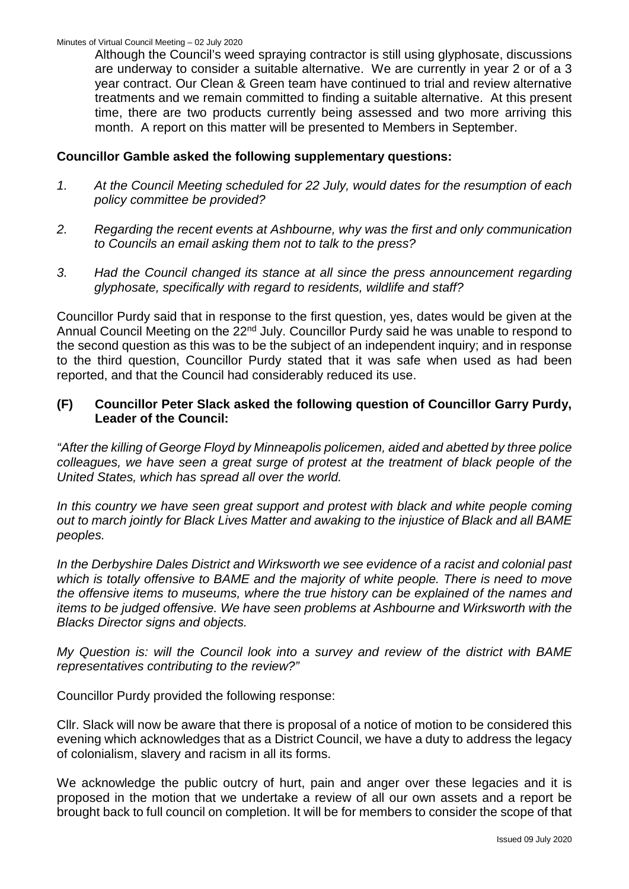Although the Council's weed spraying contractor is still using glyphosate, discussions are underway to consider a suitable alternative. We are currently in year 2 or of a 3 year contract. Our Clean & Green team have continued to trial and review alternative treatments and we remain committed to finding a suitable alternative. At this present time, there are two products currently being assessed and two more arriving this month. A report on this matter will be presented to Members in September.

**Councillor Gamble asked the following supplementary questions:**

1. *At the Council Meeting scheduled for 22 July, would dates for the resumption of each policy committee be provided?*
2. *Regarding the recent events at Ashbourne, why was the first and only communication to Councils an email asking them not to talk to the press?*
3. *Had the Council changed its stance at all since the press announcement regarding glyphosate, specifically with regard to residents, wildlife and staff?*

Councillor Purdy said that in response to the first question, yes, dates would be given at the Annual Council Meeting on the 22nd July. Councillor Purdy said he was unable to respond to the second question as this was to be the subject of an independent inquiry; and in response to the third question, Councillor Purdy stated that it was safe when used as had been reported, and that the Council had considerably reduced its use.

### (F) Councillor Peter Slack asked the following question of Councillor Garry Purdy, Leader of the Council:

*"After the killing of George Floyd by Minneapolis policemen, aided and abetted by three police colleagues, we have seen a great surge of protest at the treatment of black people of the United States, which has spread all over the world.*

*In this country we have seen great support and protest with black and white people coming out to march jointly for Black Lives Matter and awaking to the injustice of Black and all BAME peoples.*

*In the Derbyshire Dales District and Wirksworth we see evidence of a racist and colonial past which is totally offensive to BAME and the majority of white people. There is need to move the offensive items to museums, where the true history can be explained of the names and items to be judged offensive. We have seen problems at Ashbourne and Wirksworth with the Blacks Director signs and objects.*

*My Question is: will the Council look into a survey and review of the district with BAME representatives contributing to the review?"*

Councillor Purdy provided the following response:

Cllr. Slack will now be aware that there is proposal of a notice of motion to be considered this evening which acknowledges that as a District Council, we have a duty to address the legacy of colonialism, slavery and racism in all its forms.

We acknowledge the public outcry of hurt, pain and anger over these legacies and it is proposed in the motion that we undertake a review of all our own assets and a report be brought back to full council on completion. It will be for members to consider the scope of that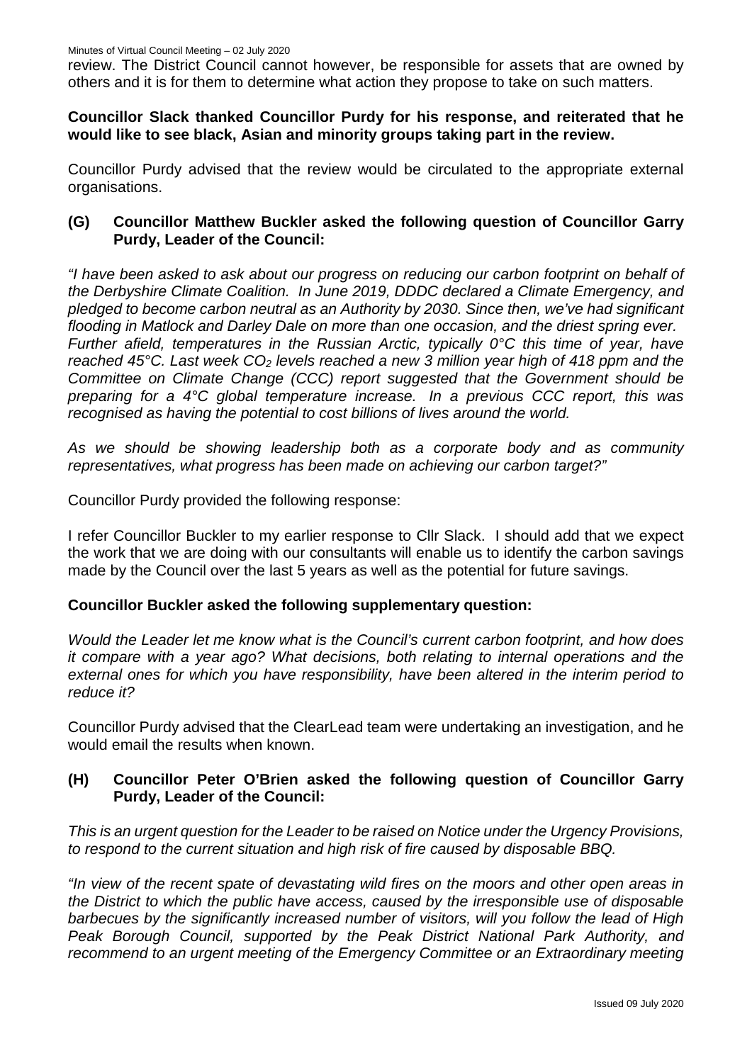review. The District Council cannot however, be responsible for assets that are owned by others and it is for them to determine what action they propose to take on such matters.

**Councillor Slack thanked Councillor Purdy for his response, and reiterated that he would like to see black, Asian and minority groups taking part in the review.**

Councillor Purdy advised that the review would be circulated to the appropriate external organisations.

**(G) Councillor Matthew Buckler asked the following question of Councillor Garry Purdy, Leader of the Council:**

*"I have been asked to ask about our progress on reducing our carbon footprint on behalf of the Derbyshire Climate Coalition. In June 2019, DDDC declared a Climate Emergency, and pledged to become carbon neutral as an Authority by 2030. Since then, we've had significant flooding in Matlock and Darley Dale on more than one occasion, and the driest spring ever. Further afield, temperatures in the Russian Arctic, typically 0°C this time of year, have reached 45°C. Last week $CO_2$ levels reached a new 3 million year high of 418 ppm and the Committee on Climate Change (CCC) report suggested that the Government should be preparing for a 4°C global temperature increase. In a previous CCC report, this was recognised as having the potential to cost billions of lives around the world.*

*As we should be showing leadership both as a corporate body and as community representatives, what progress has been made on achieving our carbon target?"*

Councillor Purdy provided the following response:

I refer Councillor Buckler to my earlier response to Cllr Slack. I should add that we expect the work that we are doing with our consultants will enable us to identify the carbon savings made by the Council over the last 5 years as well as the potential for future savings.

**Councillor Buckler asked the following supplementary question:**

*Would the Leader let me know what is the Council's current carbon footprint, and how does it compare with a year ago? What decisions, both relating to internal operations and the external ones for which you have responsibility, have been altered in the interim period to reduce it?*

Councillor Purdy advised that the ClearLead team were undertaking an investigation, and he would email the results when known.

**(H) Councillor Peter O'Brien asked the following question of Councillor Garry Purdy, Leader of the Council:**

*This is an urgent question for the Leader to be raised on Notice under the Urgency Provisions, to respond to the current situation and high risk of fire caused by disposable BBQ.*

*"In view of the recent spate of devastating wild fires on the moors and other open areas in the District to which the public have access, caused by the irresponsible use of disposable barbecues by the significantly increased number of visitors, will you follow the lead of High Peak Borough Council, supported by the Peak District National Park Authority, and recommend to an urgent meeting of the Emergency Committee or an Extraordinary meeting*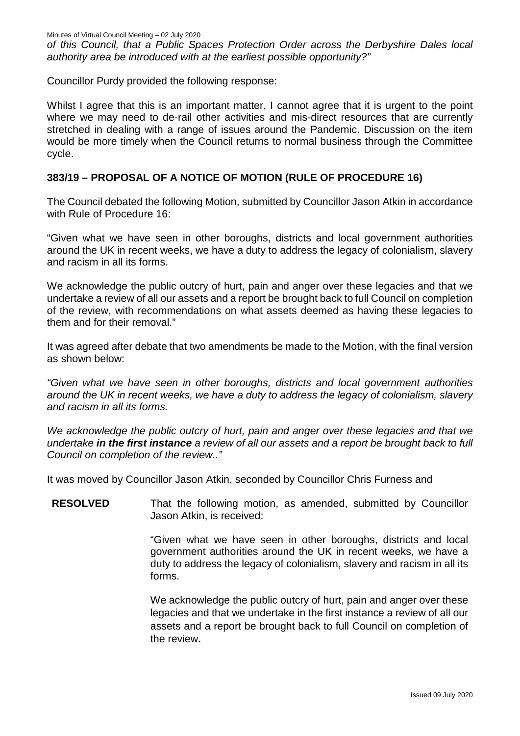*of this Council, that a Public Spaces Protection Order across the Derbyshire Dales local authority area be introduced with at the earliest possible opportunity?"*

Councillor Purdy provided the following response:

Whilst I agree that this is an important matter, I cannot agree that it is urgent to the point where we may need to de-rail other activities and mis-direct resources that are currently stretched in dealing with a range of issues around the Pandemic. Discussion on the item would be more timely when the Council returns to normal business through the Committee cycle.

## 383/19 – PROPOSAL OF A NOTICE OF MOTION (RULE OF PROCEDURE 16)

The Council debated the following Motion, submitted by Councillor Jason Atkin in accordance with Rule of Procedure 16:

"Given what we have seen in other boroughs, districts and local government authorities around the UK in recent weeks, we have a duty to address the legacy of colonialism, slavery and racism in all its forms.

We acknowledge the public outcry of hurt, pain and anger over these legacies and that we undertake a review of all our assets and a report be brought back to full Council on completion of the review, with recommendations on what assets deemed as having these legacies to them and for their removal."

It was agreed after debate that two amendments be made to the Motion, with the final version as shown below:

*"Given what we have seen in other boroughs, districts and local government authorities around the UK in recent weeks, we have a duty to address the legacy of colonialism, slavery and racism in all its forms.*

*We acknowledge the public outcry of hurt, pain and anger over these legacies and that we undertake* ***in the first instance*** *a review of all our assets and a report be brought back to full Council on completion of the review.."*

It was moved by Councillor Jason Atkin, seconded by Councillor Chris Furness and

**RESOLVED** That the following motion, as amended, submitted by Councillor Jason Atkin, is received:

"Given what we have seen in other boroughs, districts and local government authorities around the UK in recent weeks, we have a duty to address the legacy of colonialism, slavery and racism in all its forms.

We acknowledge the public outcry of hurt, pain and anger over these legacies and that we undertake in the first instance a review of all our assets and a report be brought back to full Council on completion of the review**.**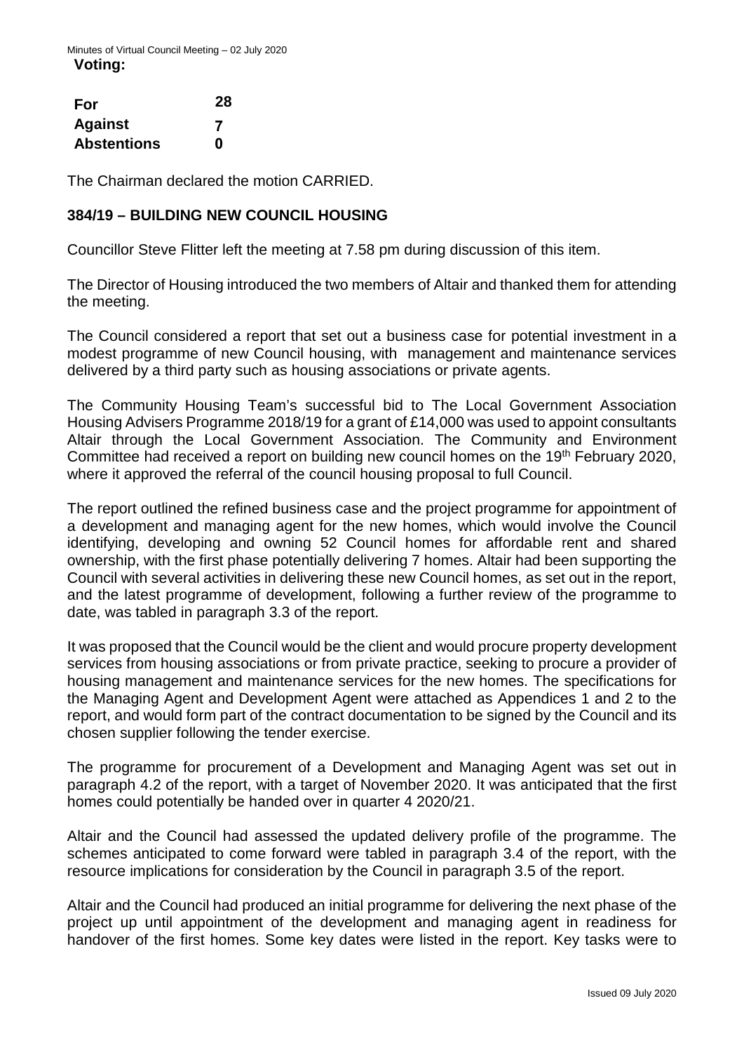**Voting:**

| | |
|---|---|
| **For** | **28** |
| **Against** | **7** |
| **Abstentions** | **0** |

The Chairman declared the motion CARRIED.

## 384/19 – BUILDING NEW COUNCIL HOUSING

Councillor Steve Flitter left the meeting at 7.58 pm during discussion of this item.

The Director of Housing introduced the two members of Altair and thanked them for attending the meeting.

The Council considered a report that set out a business case for potential investment in a modest programme of new Council housing, with management and maintenance services delivered by a third party such as housing associations or private agents.

The Community Housing Team's successful bid to The Local Government Association Housing Advisers Programme 2018/19 for a grant of £14,000 was used to appoint consultants Altair through the Local Government Association. The Community and Environment Committee had received a report on building new council homes on the 19th February 2020, where it approved the referral of the council housing proposal to full Council.

The report outlined the refined business case and the project programme for appointment of a development and managing agent for the new homes, which would involve the Council identifying, developing and owning 52 Council homes for affordable rent and shared ownership, with the first phase potentially delivering 7 homes. Altair had been supporting the Council with several activities in delivering these new Council homes, as set out in the report, and the latest programme of development, following a further review of the programme to date, was tabled in paragraph 3.3 of the report.

It was proposed that the Council would be the client and would procure property development services from housing associations or from private practice, seeking to procure a provider of housing management and maintenance services for the new homes. The specifications for the Managing Agent and Development Agent were attached as Appendices 1 and 2 to the report, and would form part of the contract documentation to be signed by the Council and its chosen supplier following the tender exercise.

The programme for procurement of a Development and Managing Agent was set out in paragraph 4.2 of the report, with a target of November 2020. It was anticipated that the first homes could potentially be handed over in quarter 4 2020/21.

Altair and the Council had assessed the updated delivery profile of the programme. The schemes anticipated to come forward were tabled in paragraph 3.4 of the report, with the resource implications for consideration by the Council in paragraph 3.5 of the report.

Altair and the Council had produced an initial programme for delivering the next phase of the project up until appointment of the development and managing agent in readiness for handover of the first homes. Some key dates were listed in the report. Key tasks were to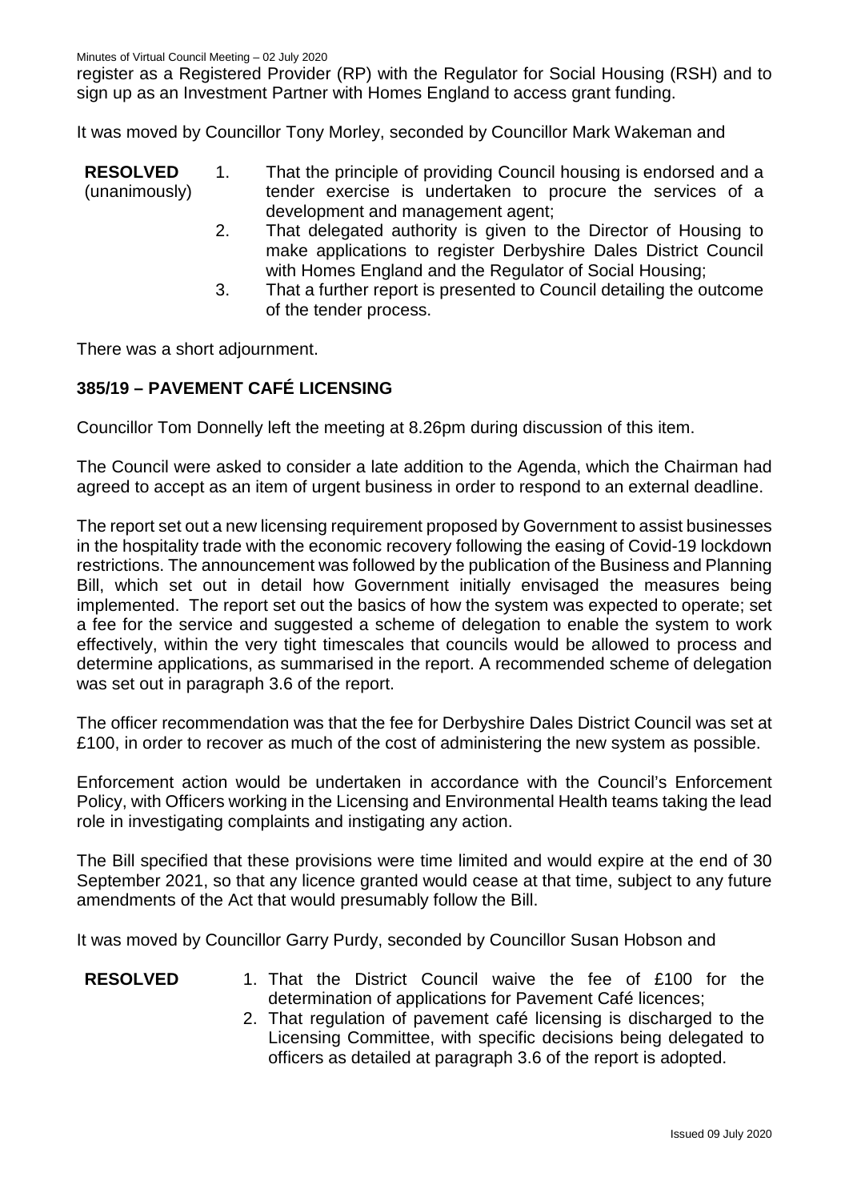register as a Registered Provider (RP) with the Regulator for Social Housing (RSH) and to sign up as an Investment Partner with Homes England to access grant funding.

It was moved by Councillor Tony Morley, seconded by Councillor Mark Wakeman and

**RESOLVED** (unanimously)

1. That the principle of providing Council housing is endorsed and a tender exercise is undertaken to procure the services of a development and management agent;
2. That delegated authority is given to the Director of Housing to make applications to register Derbyshire Dales District Council with Homes England and the Regulator of Social Housing;
3. That a further report is presented to Council detailing the outcome of the tender process.

There was a short adjournment.

## 385/19 – PAVEMENT CAFÉ LICENSING

Councillor Tom Donnelly left the meeting at 8.26pm during discussion of this item.

The Council were asked to consider a late addition to the Agenda, which the Chairman had agreed to accept as an item of urgent business in order to respond to an external deadline.

The report set out a new licensing requirement proposed by Government to assist businesses in the hospitality trade with the economic recovery following the easing of Covid-19 lockdown restrictions. The announcement was followed by the publication of the Business and Planning Bill, which set out in detail how Government initially envisaged the measures being implemented. The report set out the basics of how the system was expected to operate; set a fee for the service and suggested a scheme of delegation to enable the system to work effectively, within the very tight timescales that councils would be allowed to process and determine applications, as summarised in the report. A recommended scheme of delegation was set out in paragraph 3.6 of the report.

The officer recommendation was that the fee for Derbyshire Dales District Council was set at £100, in order to recover as much of the cost of administering the new system as possible.

Enforcement action would be undertaken in accordance with the Council's Enforcement Policy, with Officers working in the Licensing and Environmental Health teams taking the lead role in investigating complaints and instigating any action.

The Bill specified that these provisions were time limited and would expire at the end of 30 September 2021, so that any licence granted would cease at that time, subject to any future amendments of the Act that would presumably follow the Bill.

It was moved by Councillor Garry Purdy, seconded by Councillor Susan Hobson and

**RESOLVED**

1. That the District Council waive the fee of £100 for the determination of applications for Pavement Café licences;
2. That regulation of pavement café licensing is discharged to the Licensing Committee, with specific decisions being delegated to officers as detailed at paragraph 3.6 of the report is adopted.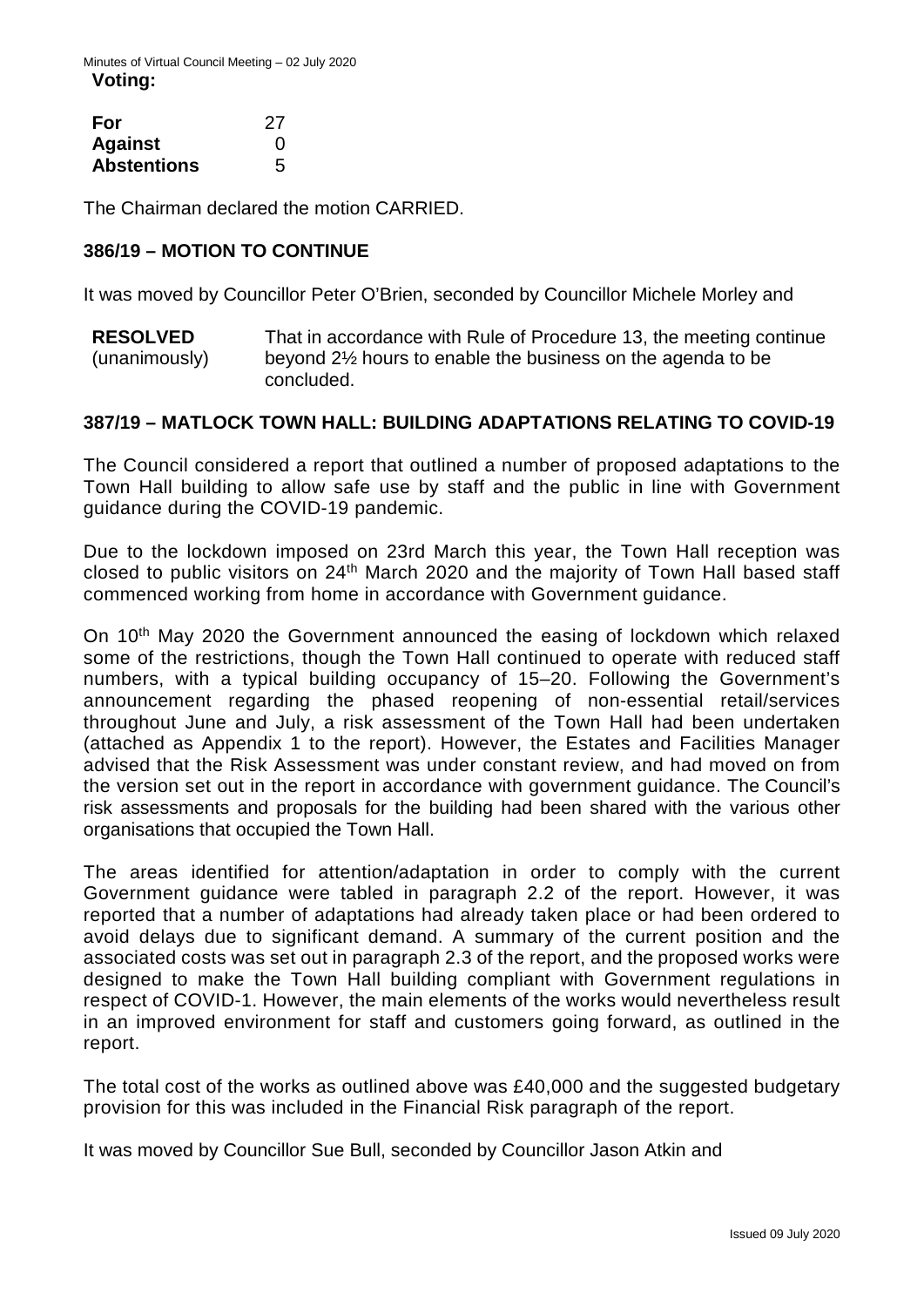**Voting:**

| | |
|---|---|
| **For** | 27 |
| **Against** | 0 |
| **Abstentions** | 5 |

The Chairman declared the motion CARRIED.

### 386/19 – MOTION TO CONTINUE

It was moved by Councillor Peter O'Brien, seconded by Councillor Michele Morley and

**RESOLVED** (unanimously) That in accordance with Rule of Procedure 13, the meeting continue beyond 2½ hours to enable the business on the agenda to be concluded.

### 387/19 – MATLOCK TOWN HALL: BUILDING ADAPTATIONS RELATING TO COVID-19

The Council considered a report that outlined a number of proposed adaptations to the Town Hall building to allow safe use by staff and the public in line with Government guidance during the COVID-19 pandemic.

Due to the lockdown imposed on 23rd March this year, the Town Hall reception was closed to public visitors on 24th March 2020 and the majority of Town Hall based staff commenced working from home in accordance with Government guidance.

On 10th May 2020 the Government announced the easing of lockdown which relaxed some of the restrictions, though the Town Hall continued to operate with reduced staff numbers, with a typical building occupancy of 15–20. Following the Government's announcement regarding the phased reopening of non-essential retail/services throughout June and July, a risk assessment of the Town Hall had been undertaken (attached as Appendix 1 to the report). However, the Estates and Facilities Manager advised that the Risk Assessment was under constant review, and had moved on from the version set out in the report in accordance with government guidance. The Council's risk assessments and proposals for the building had been shared with the various other organisations that occupied the Town Hall.

The areas identified for attention/adaptation in order to comply with the current Government guidance were tabled in paragraph 2.2 of the report. However, it was reported that a number of adaptations had already taken place or had been ordered to avoid delays due to significant demand. A summary of the current position and the associated costs was set out in paragraph 2.3 of the report, and the proposed works were designed to make the Town Hall building compliant with Government regulations in respect of COVID-1. However, the main elements of the works would nevertheless result in an improved environment for staff and customers going forward, as outlined in the report.

The total cost of the works as outlined above was £40,000 and the suggested budgetary provision for this was included in the Financial Risk paragraph of the report.

It was moved by Councillor Sue Bull, seconded by Councillor Jason Atkin and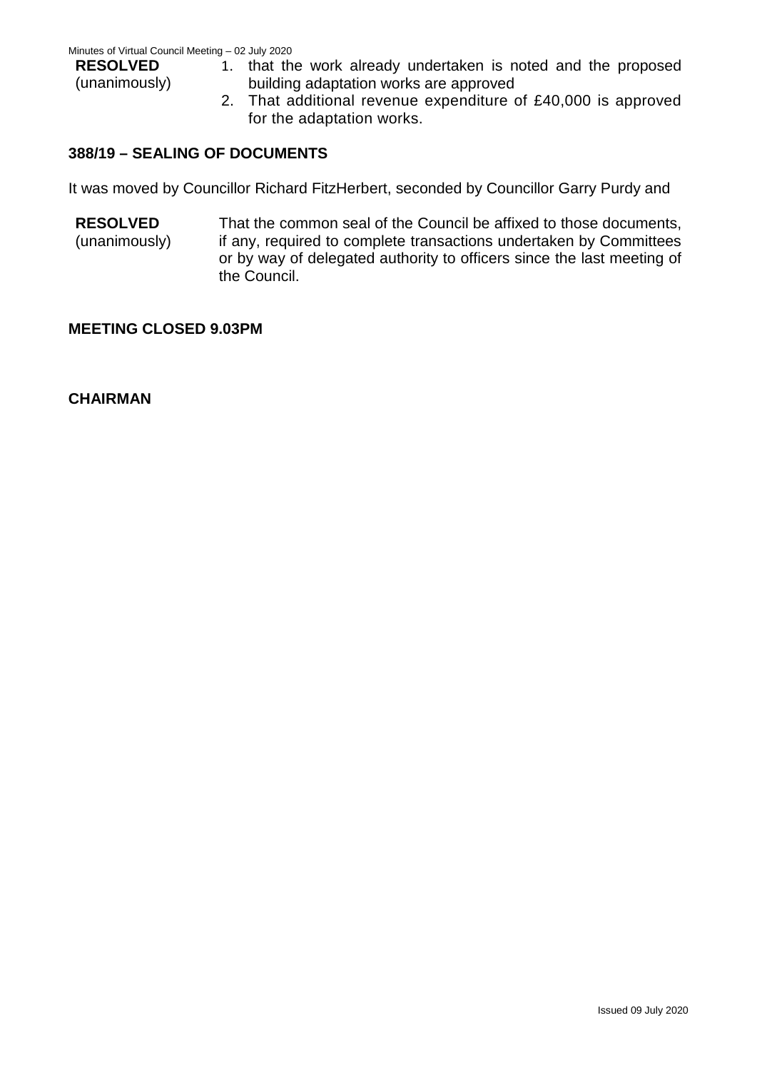**RESOLVED** (unanimously)

1. that the work already undertaken is noted and the proposed building adaptation works are approved
2. That additional revenue expenditure of £40,000 is approved for the adaptation works.

## 388/19 – SEALING OF DOCUMENTS

It was moved by Councillor Richard FitzHerbert, seconded by Councillor Garry Purdy and

**RESOLVED** (unanimously)

That the common seal of the Council be affixed to those documents, if any, required to complete transactions undertaken by Committees or by way of delegated authority to officers since the last meeting of the Council.

**MEETING CLOSED 9.03PM**

**CHAIRMAN**